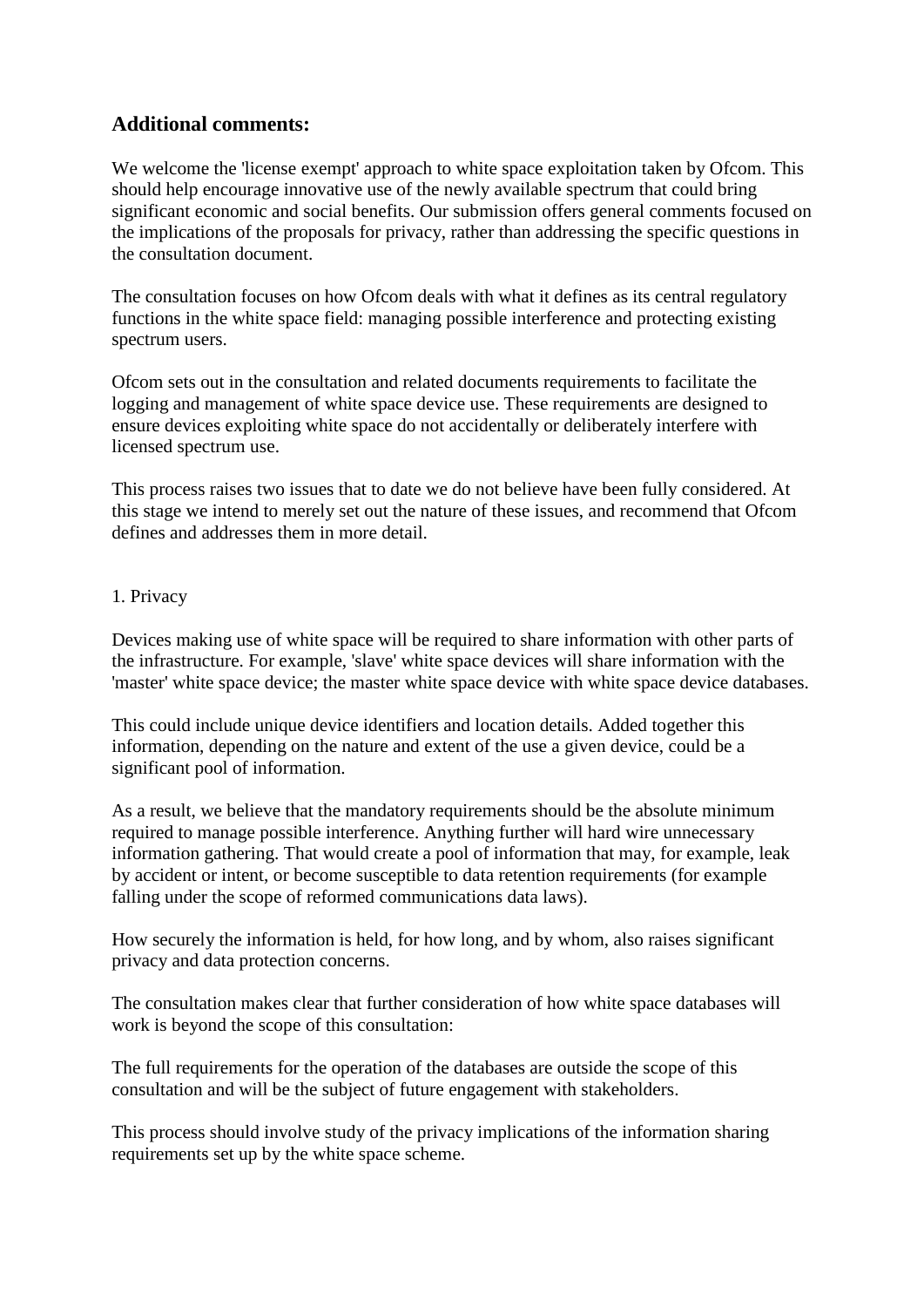## Additional comments:

We welcome the 'license exempt' approach to white space exploitation taken by Ofcom. This should help encourage innovative use of the newly available spectrum that could bring significant economic and social benefits. Our submission offers general comments focused on the implications of the proposals for privacy, rather than addressing the specific questions in the consultation document.

The consultation focuses on how Ofcom deals with what it defines as its central regulatory functions in the white space field: managing possible interference and protecting existing spectrum users.

Ofcom sets out in the consultation and related documents requirements to facilitate the logging and management of white space device use. These requirements are designed to ensure devices exploiting white space do not accidentally or deliberately interfere with licensed spectrum use.

This process raises two issues that to date we do not believe have been fully considered. At this stage we intend to merely set out the nature of these issues, and recommend that Ofcom defines and addresses them in more detail.

1. Privacy

Devices making use of white space will be required to share information with other parts of the infrastructure. For example, 'slave' white space devices will share information with the 'master' white space device; the master white space device with white space device databases.

This could include unique device identifiers and location details. Added together this information, depending on the nature and extent of the use a given device, could be a significant pool of information.

As a result, we believe that the mandatory requirements should be the absolute minimum required to manage possible interference. Anything further will hard wire unnecessary information gathering. That would create a pool of information that may, for example, leak by accident or intent, or become susceptible to data retention requirements (for example falling under the scope of reformed communications data laws).

How securely the information is held, for how long, and by whom, also raises significant privacy and data protection concerns.

The consultation makes clear that further consideration of how white space databases will work is beyond the scope of this consultation:

The full requirements for the operation of the databases are outside the scope of this consultation and will be the subject of future engagement with stakeholders.

This process should involve study of the privacy implications of the information sharing requirements set up by the white space scheme.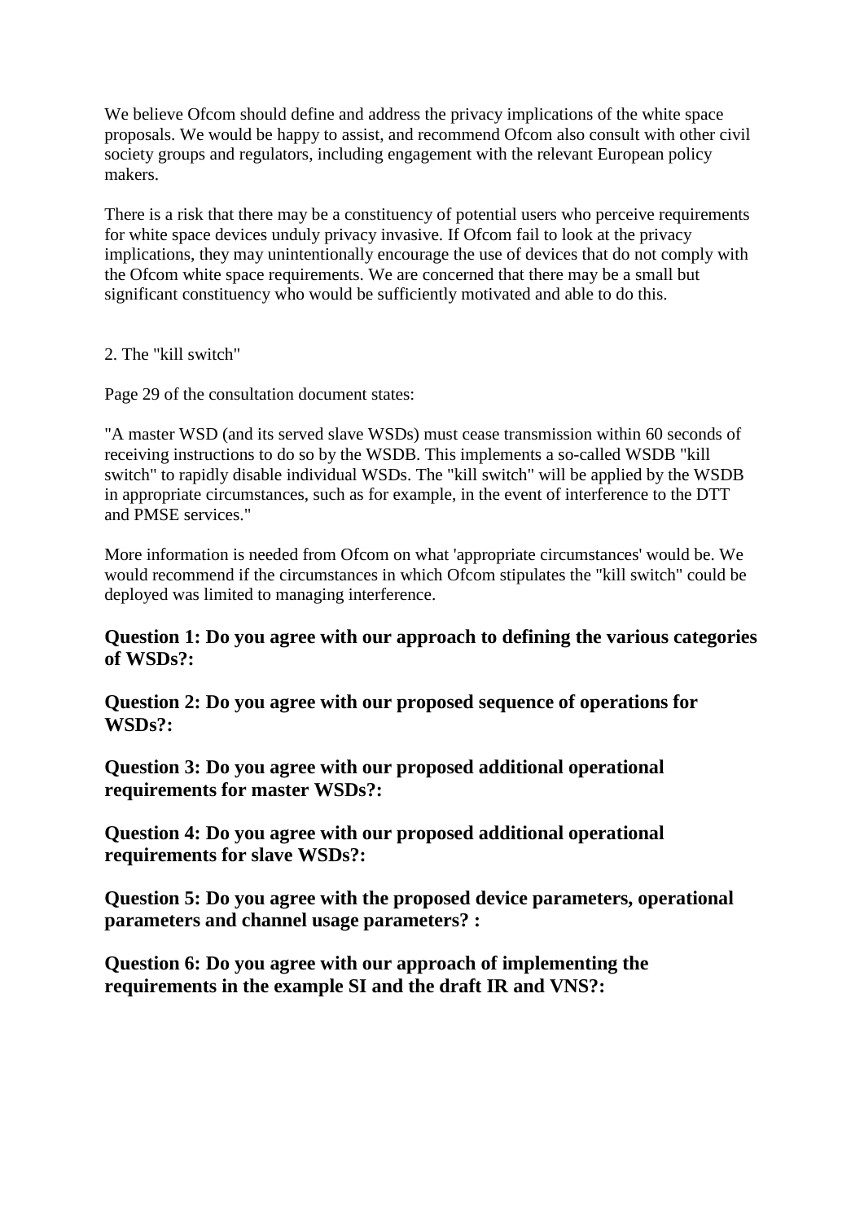We believe Ofcom should define and address the privacy implications of the white space proposals. We would be happy to assist, and recommend Ofcom also consult with other civil society groups and regulators, including engagement with the relevant European policy makers.

There is a risk that there may be a constituency of potential users who perceive requirements for white space devices unduly privacy invasive. If Ofcom fail to look at the privacy implications, they may unintentionally encourage the use of devices that do not comply with the Ofcom white space requirements. We are concerned that there may be a small but significant constituency who would be sufficiently motivated and able to do this.

2. The "kill switch"

Page 29 of the consultation document states:

"A master WSD (and its served slave WSDs) must cease transmission within 60 seconds of receiving instructions to do so by the WSDB. This implements a so-called WSDB "kill switch" to rapidly disable individual WSDs. The "kill switch" will be applied by the WSDB in appropriate circumstances, such as for example, in the event of interference to the DTT and PMSE services."

More information is needed from Ofcom on what 'appropriate circumstances' would be. We would recommend if the circumstances in which Ofcom stipulates the "kill switch" could be deployed was limited to managing interference.

**Question 1: Do you agree with our approach to defining the various categories of WSDs?:**

**Question 2: Do you agree with our proposed sequence of operations for WSDs?:**

**Question 3: Do you agree with our proposed additional operational requirements for master WSDs?:**

**Question 4: Do you agree with our proposed additional operational requirements for slave WSDs?:**

**Question 5: Do you agree with the proposed device parameters, operational parameters and channel usage parameters? :**

**Question 6: Do you agree with our approach of implementing the requirements in the example SI and the draft IR and VNS?:**